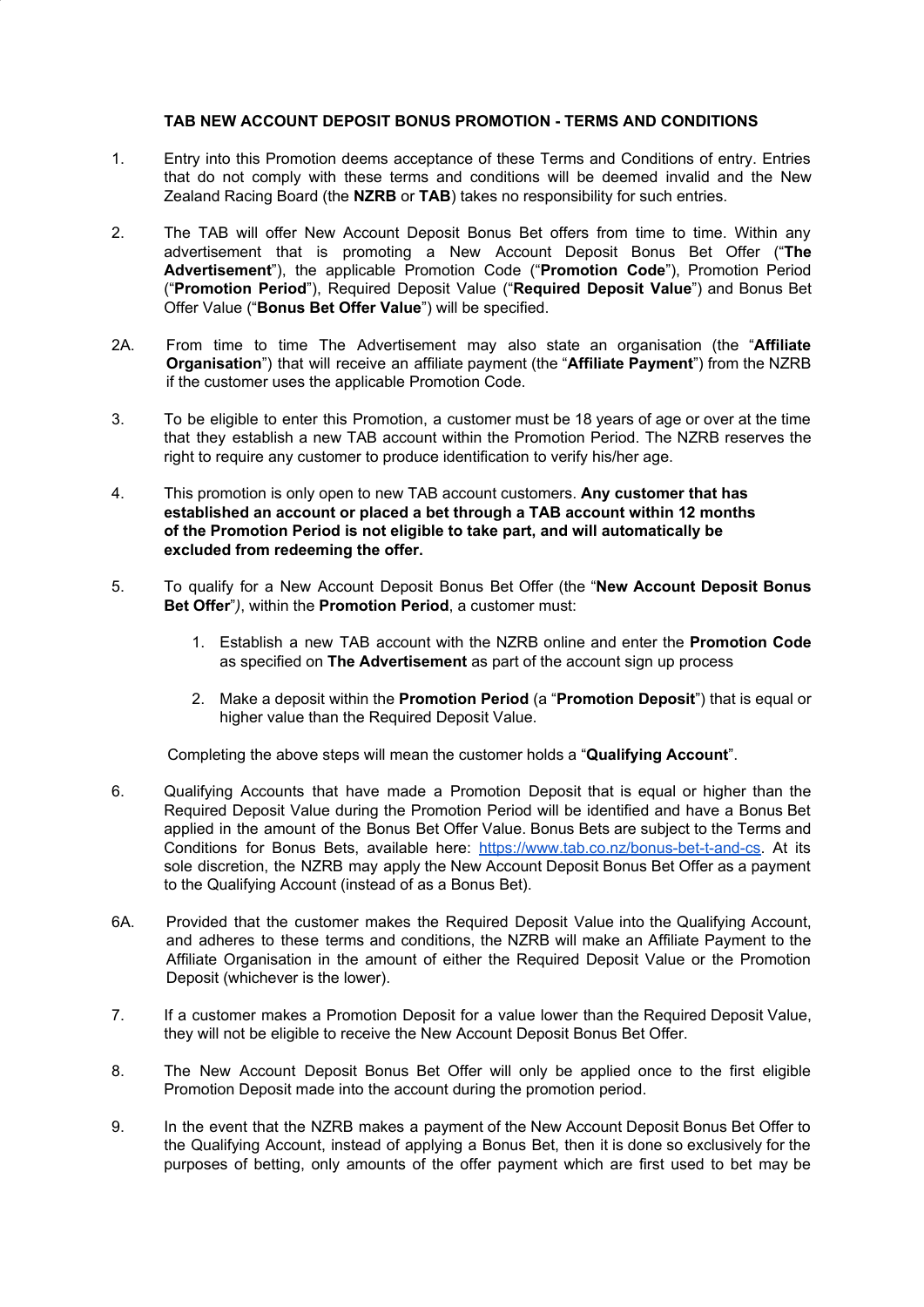# TAB NEW ACCOUNT DEPOSIT BONUS PROMOTION - TERMS AND CONDITIONS

1. Entry into this Promotion deems acceptance of these Terms and Conditions of entry. Entries that do not comply with these terms and conditions will be deemed invalid and the New Zealand Racing Board (the **NZRB** or **TAB**) takes no responsibility for such entries.

2. The TAB will offer New Account Deposit Bonus Bet offers from time to time. Within any advertisement that is promoting a New Account Deposit Bonus Bet Offer ("**The Advertisement**"), the applicable Promotion Code ("**Promotion Code**"), Promotion Period ("**Promotion Period**"), Required Deposit Value ("**Required Deposit Value**") and Bonus Bet Offer Value ("**Bonus Bet Offer Value**") will be specified.

2A. From time to time The Advertisement may also state an organisation (the "**Affiliate Organisation**") that will receive an affiliate payment (the "**Affiliate Payment**") from the NZRB if the customer uses the applicable Promotion Code.

3. To be eligible to enter this Promotion, a customer must be 18 years of age or over at the time that they establish a new TAB account within the Promotion Period. The NZRB reserves the right to require any customer to produce identification to verify his/her age.

4. This promotion is only open to new TAB account customers. **Any customer that has established an account or placed a bet through a TAB account within 12 months of the Promotion Period is not eligible to take part, and will automatically be excluded from redeeming the offer.**

5. To qualify for a New Account Deposit Bonus Bet Offer (the "**New Account Deposit Bonus Bet Offer**"), within the **Promotion Period**, a customer must:

    1. Establish a new TAB account with the NZRB online and enter the **Promotion Code** as specified on **The Advertisement** as part of the account sign up process

    2. Make a deposit within the **Promotion Period** (a "**Promotion Deposit**") that is equal or higher value than the Required Deposit Value.

    Completing the above steps will mean the customer holds a "**Qualifying Account**".

6. Qualifying Accounts that have made a Promotion Deposit that is equal or higher than the Required Deposit Value during the Promotion Period will be identified and have a Bonus Bet applied in the amount of the Bonus Bet Offer Value. Bonus Bets are subject to the Terms and Conditions for Bonus Bets, available here: [https://www.tab.co.nz/bonus-bet-t-and-cs](https://www.tab.co.nz/bonus-bet-t-and-cs). At its sole discretion, the NZRB may apply the New Account Deposit Bonus Bet Offer as a payment to the Qualifying Account (instead of as a Bonus Bet).

6A. Provided that the customer makes the Required Deposit Value into the Qualifying Account, and adheres to these terms and conditions, the NZRB will make an Affiliate Payment to the Affiliate Organisation in the amount of either the Required Deposit Value or the Promotion Deposit (whichever is the lower).

7. If a customer makes a Promotion Deposit for a value lower than the Required Deposit Value, they will not be eligible to receive the New Account Deposit Bonus Bet Offer.

8. The New Account Deposit Bonus Bet Offer will only be applied once to the first eligible Promotion Deposit made into the account during the promotion period.

9. In the event that the NZRB makes a payment of the New Account Deposit Bonus Bet Offer to the Qualifying Account, instead of applying a Bonus Bet, then it is done so exclusively for the purposes of betting, only amounts of the offer payment which are first used to bet may be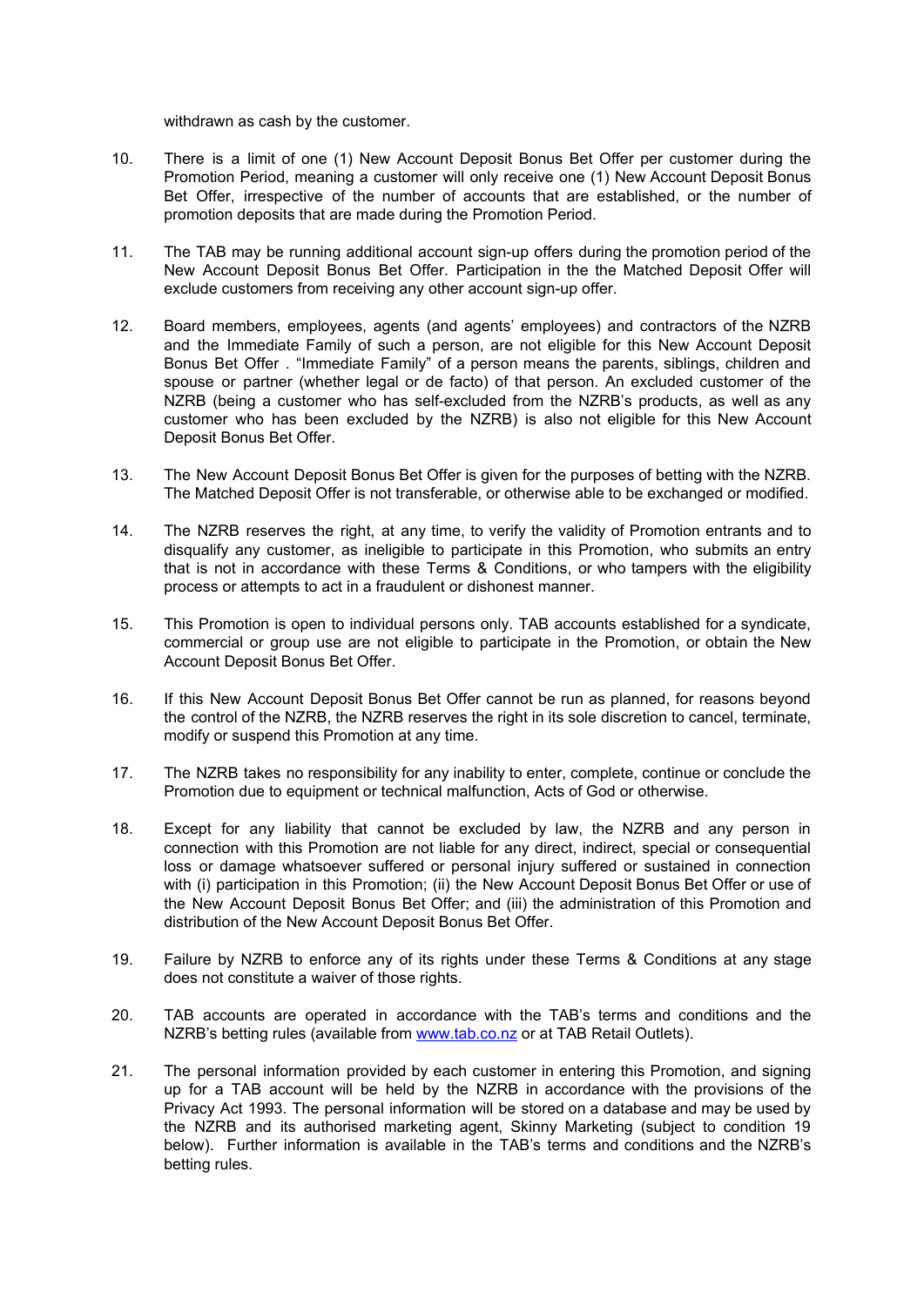withdrawn as cash by the customer.

10. There is a limit of one (1) New Account Deposit Bonus Bet Offer per customer during the Promotion Period, meaning a customer will only receive one (1) New Account Deposit Bonus Bet Offer, irrespective of the number of accounts that are established, or the number of promotion deposits that are made during the Promotion Period.

11. The TAB may be running additional account sign-up offers during the promotion period of the New Account Deposit Bonus Bet Offer. Participation in the the Matched Deposit Offer will exclude customers from receiving any other account sign-up offer.

12. Board members, employees, agents (and agents' employees) and contractors of the NZRB and the Immediate Family of such a person, are not eligible for this New Account Deposit Bonus Bet Offer . "Immediate Family" of a person means the parents, siblings, children and spouse or partner (whether legal or de facto) of that person. An excluded customer of the NZRB (being a customer who has self-excluded from the NZRB's products, as well as any customer who has been excluded by the NZRB) is also not eligible for this New Account Deposit Bonus Bet Offer.

13. The New Account Deposit Bonus Bet Offer is given for the purposes of betting with the NZRB. The Matched Deposit Offer is not transferable, or otherwise able to be exchanged or modified.

14. The NZRB reserves the right, at any time, to verify the validity of Promotion entrants and to disqualify any customer, as ineligible to participate in this Promotion, who submits an entry that is not in accordance with these Terms & Conditions, or who tampers with the eligibility process or attempts to act in a fraudulent or dishonest manner.

15. This Promotion is open to individual persons only. TAB accounts established for a syndicate, commercial or group use are not eligible to participate in the Promotion, or obtain the New Account Deposit Bonus Bet Offer.

16. If this New Account Deposit Bonus Bet Offer cannot be run as planned, for reasons beyond the control of the NZRB, the NZRB reserves the right in its sole discretion to cancel, terminate, modify or suspend this Promotion at any time.

17. The NZRB takes no responsibility for any inability to enter, complete, continue or conclude the Promotion due to equipment or technical malfunction, Acts of God or otherwise.

18. Except for any liability that cannot be excluded by law, the NZRB and any person in connection with this Promotion are not liable for any direct, indirect, special or consequential loss or damage whatsoever suffered or personal injury suffered or sustained in connection with (i) participation in this Promotion; (ii) the New Account Deposit Bonus Bet Offer or use of the New Account Deposit Bonus Bet Offer; and (iii) the administration of this Promotion and distribution of the New Account Deposit Bonus Bet Offer.

19. Failure by NZRB to enforce any of its rights under these Terms & Conditions at any stage does not constitute a waiver of those rights.

20. TAB accounts are operated in accordance with the TAB's terms and conditions and the NZRB's betting rules (available from www.tab.co.nz or at TAB Retail Outlets).

21. The personal information provided by each customer in entering this Promotion, and signing up for a TAB account will be held by the NZRB in accordance with the provisions of the Privacy Act 1993. The personal information will be stored on a database and may be used by the NZRB and its authorised marketing agent, Skinny Marketing (subject to condition 19 below). Further information is available in the TAB's terms and conditions and the NZRB's betting rules.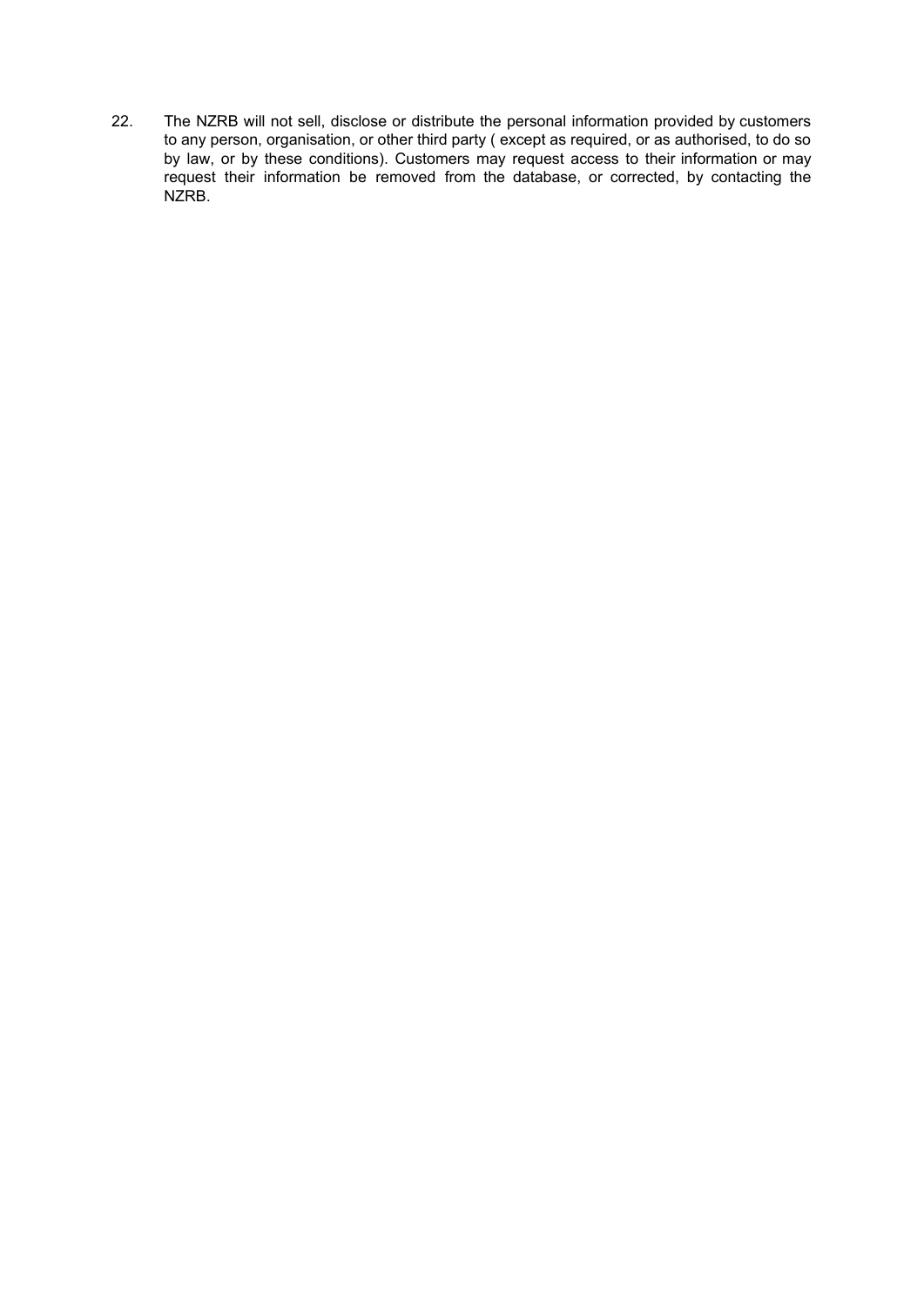22. The NZRB will not sell, disclose or distribute the personal information provided by customers to any person, organisation, or other third party ( except as required, or as authorised, to do so by law, or by these conditions). Customers may request access to their information or may request their information be removed from the database, or corrected, by contacting the NZRB.